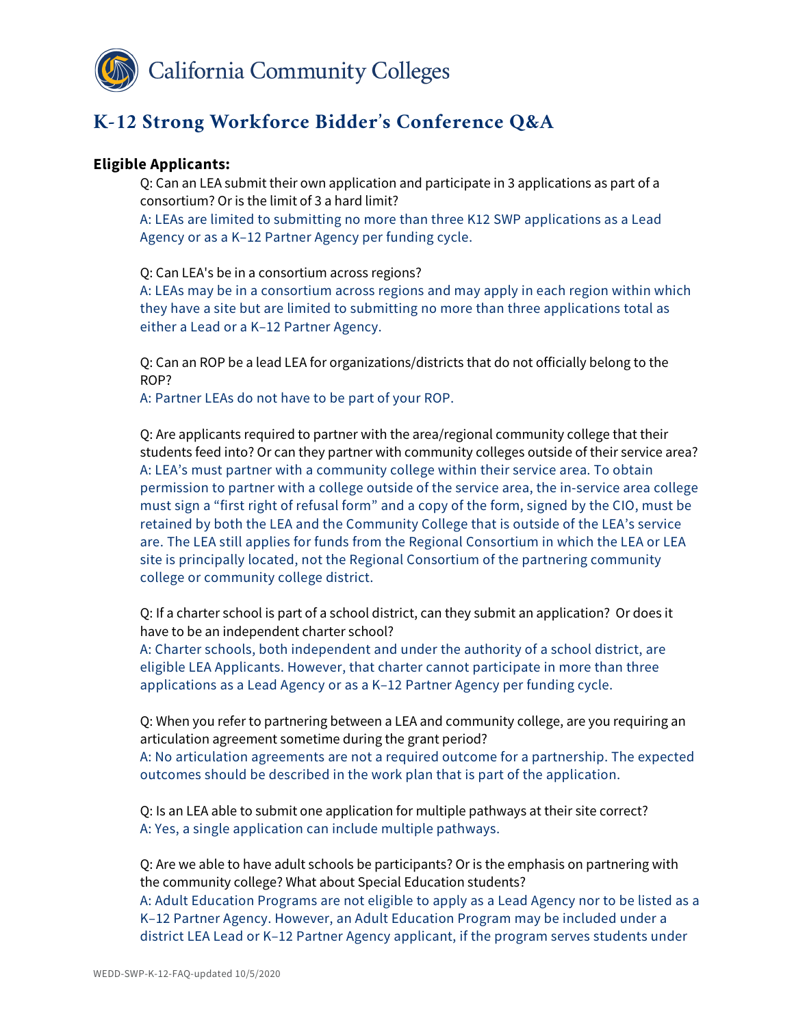California Community Colleges

# K-12 Strong Workforce Bidder's Conference Q&A

## Eligible Applicants:

Q: Can an LEA submit their own application and participate in 3 applications as part of a consortium? Or is the limit of 3 a hard limit?

A: LEAs are limited to submitting no more than three K12 SWP applications as a Lead Agency or as a K–12 Partner Agency per funding cycle.

Q: Can LEA's be in a consortium across regions?

A: LEAs may be in a consortium across regions and may apply in each region within which they have a site but are limited to submitting no more than three applications total as either a Lead or a K–12 Partner Agency.

Q: Can an ROP be a lead LEA for organizations/districts that do not officially belong to the ROP?

A: Partner LEAs do not have to be part of your ROP.

Q: Are applicants required to partner with the area/regional community college that their students feed into? Or can they partner with community colleges outside of their service area?

A: LEA's must partner with a community college within their service area. To obtain permission to partner with a college outside of the service area, the in-service area college must sign a "first right of refusal form" and a copy of the form, signed by the CIO, must be retained by both the LEA and the Community College that is outside of the LEA's service are. The LEA still applies for funds from the Regional Consortium in which the LEA or LEA site is principally located, not the Regional Consortium of the partnering community college or community college district.

Q: If a charter school is part of a school district, can they submit an application? Or does it have to be an independent charter school?

A: Charter schools, both independent and under the authority of a school district, are eligible LEA Applicants. However, that charter cannot participate in more than three applications as a Lead Agency or as a K–12 Partner Agency per funding cycle.

Q: When you refer to partnering between a LEA and community college, are you requiring an articulation agreement sometime during the grant period?

A: No articulation agreements are not a required outcome for a partnership. The expected outcomes should be described in the work plan that is part of the application.

Q: Is an LEA able to submit one application for multiple pathways at their site correct?

A: Yes, a single application can include multiple pathways.

Q: Are we able to have adult schools be participants? Or is the emphasis on partnering with the community college? What about Special Education students?

A: Adult Education Programs are not eligible to apply as a Lead Agency nor to be listed as a K–12 Partner Agency. However, an Adult Education Program may be included under a district LEA Lead or K–12 Partner Agency applicant, if the program serves students under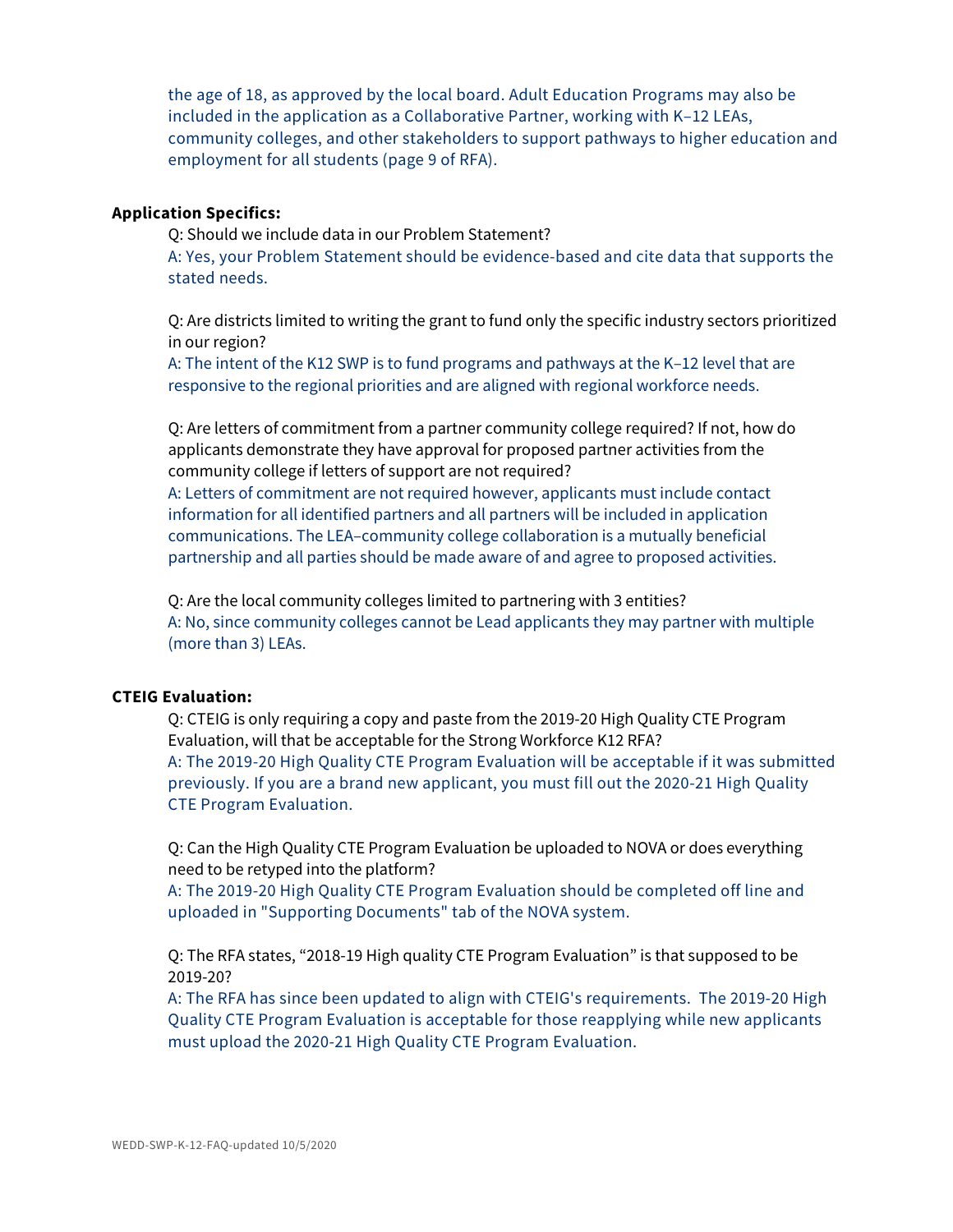the age of 18, as approved by the local board. Adult Education Programs may also be included in the application as a Collaborative Partner, working with K–12 LEAs, community colleges, and other stakeholders to support pathways to higher education and employment for all students (page 9 of RFA).

**Application Specifics:**

Q: Should we include data in our Problem Statement?
A: Yes, your Problem Statement should be evidence-based and cite data that supports the stated needs.

Q: Are districts limited to writing the grant to fund only the specific industry sectors prioritized in our region?
A: The intent of the K12 SWP is to fund programs and pathways at the K–12 level that are responsive to the regional priorities and are aligned with regional workforce needs.

Q: Are letters of commitment from a partner community college required? If not, how do applicants demonstrate they have approval for proposed partner activities from the community college if letters of support are not required?
A: Letters of commitment are not required however, applicants must include contact information for all identified partners and all partners will be included in application communications. The LEA–community college collaboration is a mutually beneficial partnership and all parties should be made aware of and agree to proposed activities.

Q: Are the local community colleges limited to partnering with 3 entities?
A: No, since community colleges cannot be Lead applicants they may partner with multiple (more than 3) LEAs.

**CTEIG Evaluation:**

Q: CTEIG is only requiring a copy and paste from the 2019-20 High Quality CTE Program Evaluation, will that be acceptable for the Strong Workforce K12 RFA?
A: The 2019-20 High Quality CTE Program Evaluation will be acceptable if it was submitted previously. If you are a brand new applicant, you must fill out the 2020-21 High Quality CTE Program Evaluation.

Q: Can the High Quality CTE Program Evaluation be uploaded to NOVA or does everything need to be retyped into the platform?
A: The 2019-20 High Quality CTE Program Evaluation should be completed off line and uploaded in "Supporting Documents" tab of the NOVA system.

Q: The RFA states, "2018-19 High quality CTE Program Evaluation" is that supposed to be 2019-20?
A: The RFA has since been updated to align with CTEIG's requirements. The 2019-20 High Quality CTE Program Evaluation is acceptable for those reapplying while new applicants must upload the 2020-21 High Quality CTE Program Evaluation.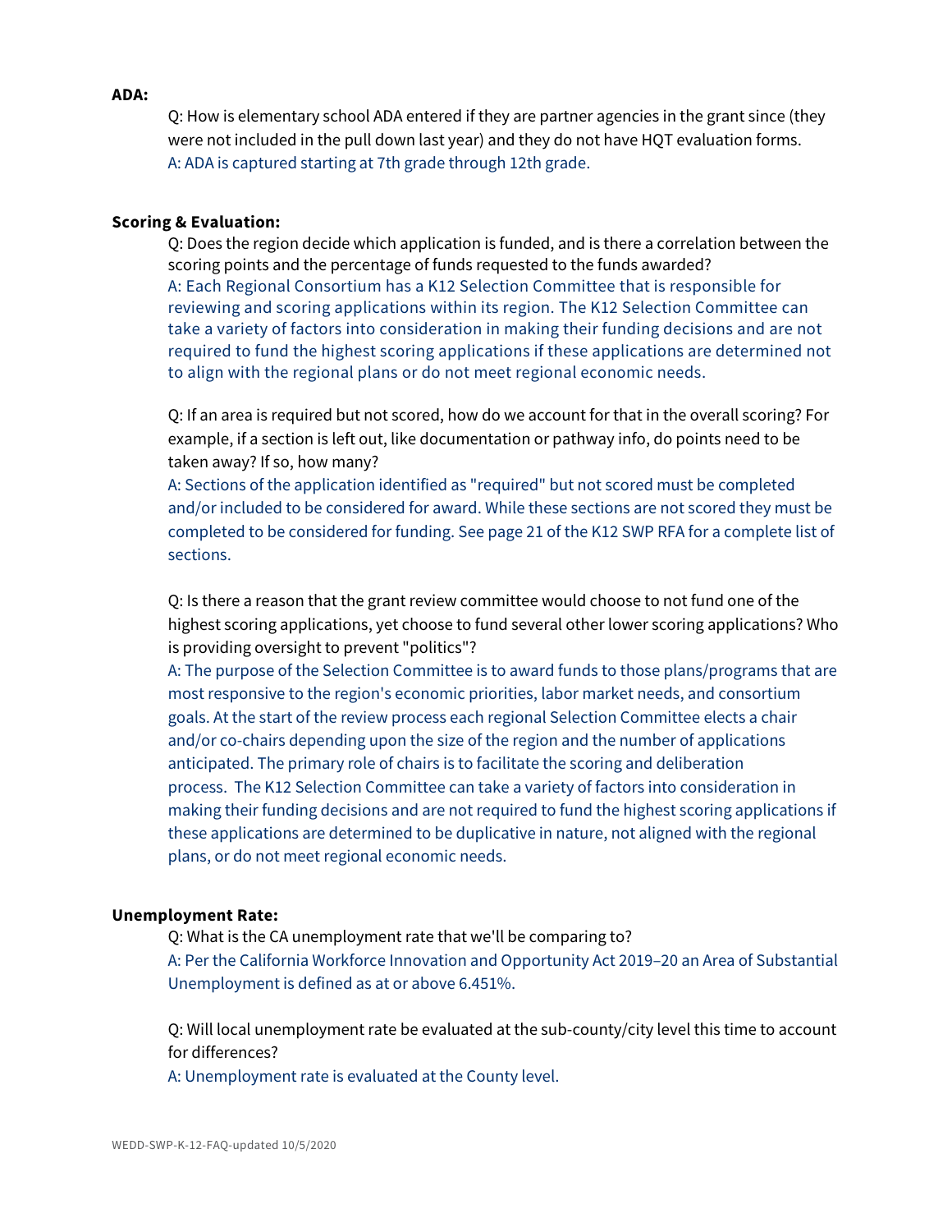**ADA:**

Q: How is elementary school ADA entered if they are partner agencies in the grant since (they were not included in the pull down last year) and they do not have HQT evaluation forms.

A: ADA is captured starting at 7th grade through 12th grade.

**Scoring & Evaluation:**

Q: Does the region decide which application is funded, and is there a correlation between the scoring points and the percentage of funds requested to the funds awarded?

A: Each Regional Consortium has a K12 Selection Committee that is responsible for reviewing and scoring applications within its region. The K12 Selection Committee can take a variety of factors into consideration in making their funding decisions and are not required to fund the highest scoring applications if these applications are determined not to align with the regional plans or do not meet regional economic needs.

Q: If an area is required but not scored, how do we account for that in the overall scoring? For example, if a section is left out, like documentation or pathway info, do points need to be taken away? If so, how many?

A: Sections of the application identified as "required" but not scored must be completed and/or included to be considered for award. While these sections are not scored they must be completed to be considered for funding. See page 21 of the K12 SWP RFA for a complete list of sections.

Q: Is there a reason that the grant review committee would choose to not fund one of the highest scoring applications, yet choose to fund several other lower scoring applications? Who is providing oversight to prevent "politics"?

A: The purpose of the Selection Committee is to award funds to those plans/programs that are most responsive to the region's economic priorities, labor market needs, and consortium goals. At the start of the review process each regional Selection Committee elects a chair and/or co-chairs depending upon the size of the region and the number of applications anticipated. The primary role of chairs is to facilitate the scoring and deliberation process. The K12 Selection Committee can take a variety of factors into consideration in making their funding decisions and are not required to fund the highest scoring applications if these applications are determined to be duplicative in nature, not aligned with the regional plans, or do not meet regional economic needs.

**Unemployment Rate:**

Q: What is the CA unemployment rate that we'll be comparing to?

A: Per the California Workforce Innovation and Opportunity Act 2019–20 an Area of Substantial Unemployment is defined as at or above 6.451%.

Q: Will local unemployment rate be evaluated at the sub-county/city level this time to account for differences?

A: Unemployment rate is evaluated at the County level.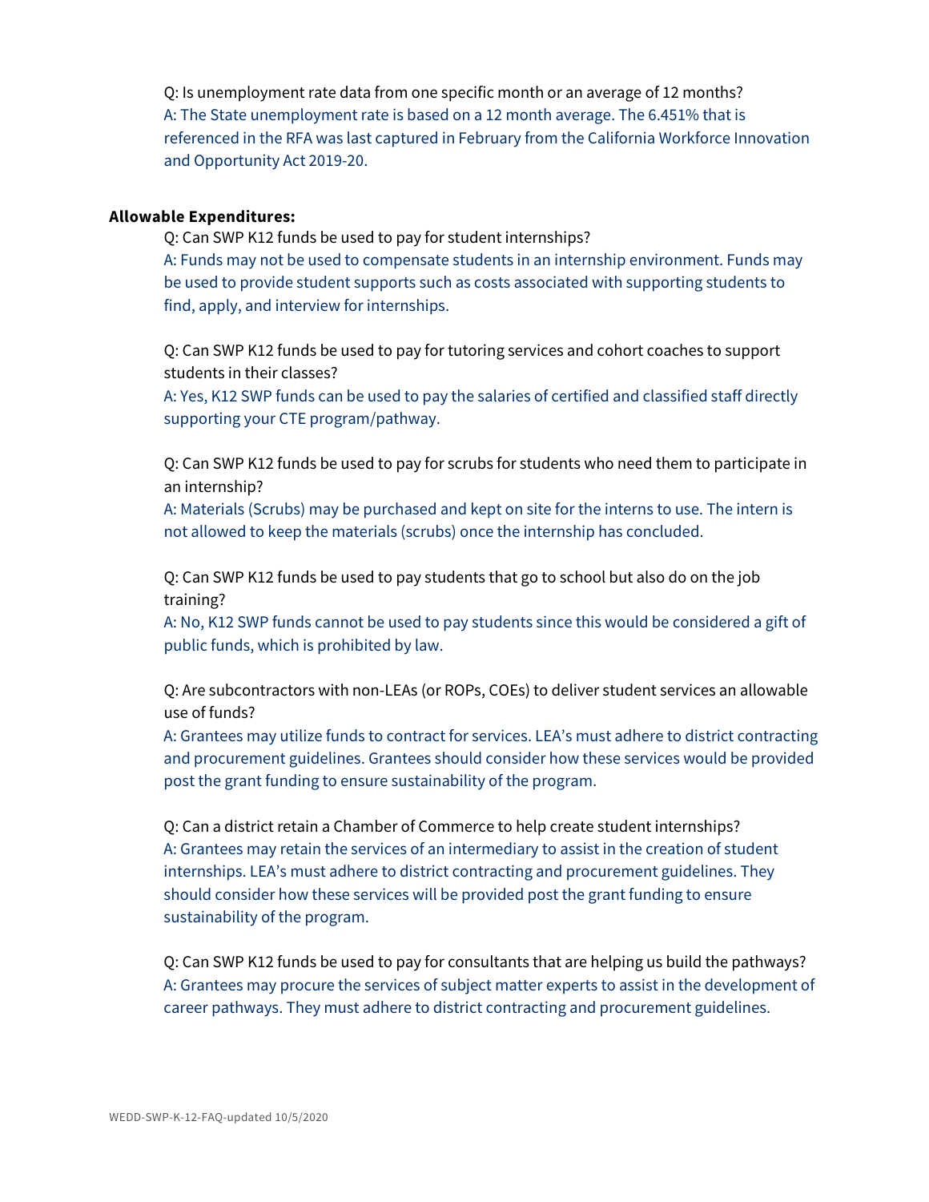Q: Is unemployment rate data from one specific month or an average of 12 months?
A: The State unemployment rate is based on a 12 month average. The 6.451% that is referenced in the RFA was last captured in February from the California Workforce Innovation and Opportunity Act 2019-20.

**Allowable Expenditures:**

Q: Can SWP K12 funds be used to pay for student internships?
A: Funds may not be used to compensate students in an internship environment. Funds may be used to provide student supports such as costs associated with supporting students to find, apply, and interview for internships.

Q: Can SWP K12 funds be used to pay for tutoring services and cohort coaches to support students in their classes?
A: Yes, K12 SWP funds can be used to pay the salaries of certified and classified staff directly supporting your CTE program/pathway.

Q: Can SWP K12 funds be used to pay for scrubs for students who need them to participate in an internship?
A: Materials (Scrubs) may be purchased and kept on site for the interns to use. The intern is not allowed to keep the materials (scrubs) once the internship has concluded.

Q: Can SWP K12 funds be used to pay students that go to school but also do on the job training?
A: No, K12 SWP funds cannot be used to pay students since this would be considered a gift of public funds, which is prohibited by law.

Q: Are subcontractors with non-LEAs (or ROPs, COEs) to deliver student services an allowable use of funds?
A: Grantees may utilize funds to contract for services. LEA's must adhere to district contracting and procurement guidelines. Grantees should consider how these services would be provided post the grant funding to ensure sustainability of the program.

Q: Can a district retain a Chamber of Commerce to help create student internships?
A: Grantees may retain the services of an intermediary to assist in the creation of student internships. LEA's must adhere to district contracting and procurement guidelines. They should consider how these services will be provided post the grant funding to ensure sustainability of the program.

Q: Can SWP K12 funds be used to pay for consultants that are helping us build the pathways?
A: Grantees may procure the services of subject matter experts to assist in the development of career pathways. They must adhere to district contracting and procurement guidelines.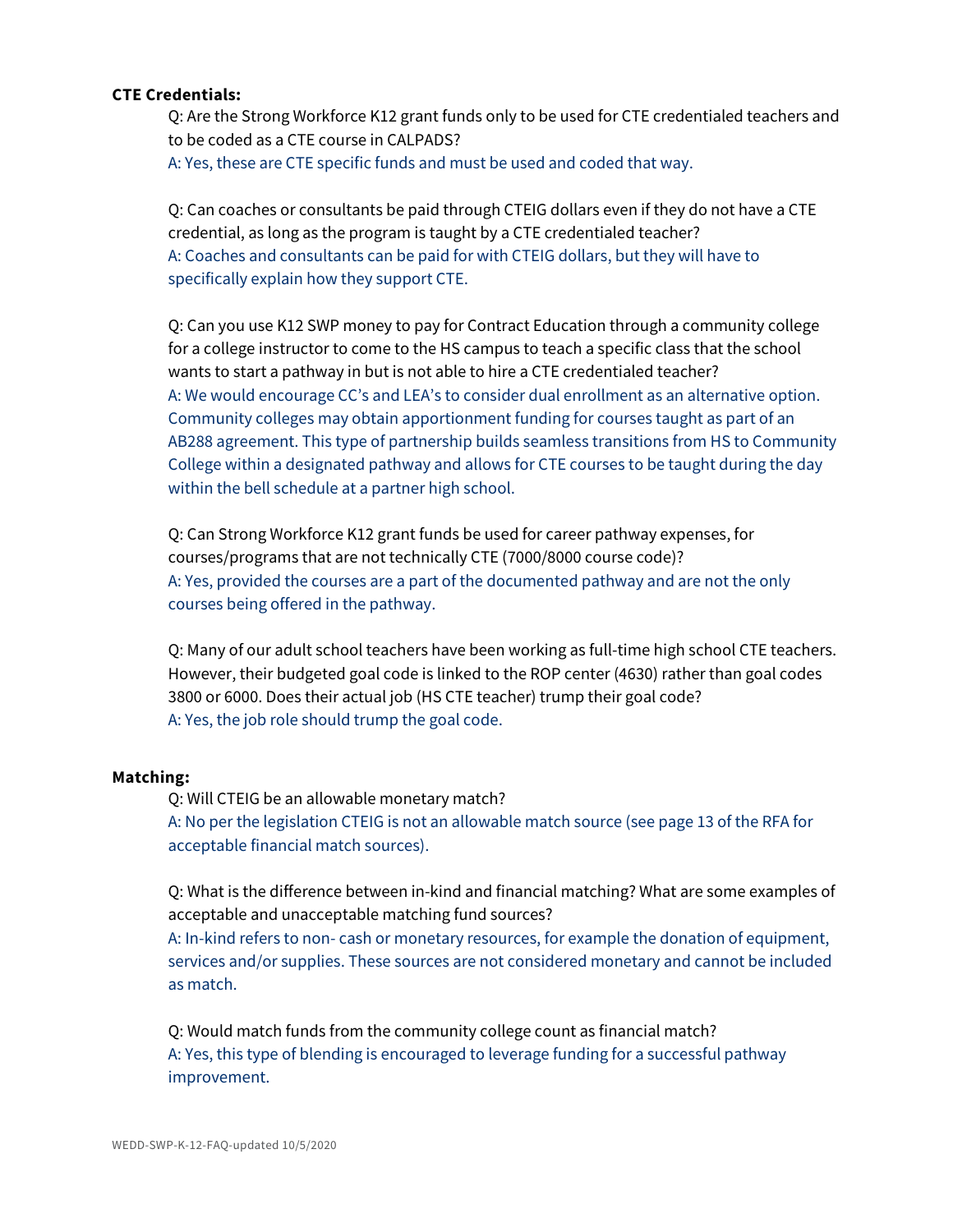**CTE Credentials:**

Q: Are the Strong Workforce K12 grant funds only to be used for CTE credentialed teachers and to be coded as a CTE course in CALPADS?

A: Yes, these are CTE specific funds and must be used and coded that way.

Q: Can coaches or consultants be paid through CTEIG dollars even if they do not have a CTE credential, as long as the program is taught by a CTE credentialed teacher?

A: Coaches and consultants can be paid for with CTEIG dollars, but they will have to specifically explain how they support CTE.

Q: Can you use K12 SWP money to pay for Contract Education through a community college for a college instructor to come to the HS campus to teach a specific class that the school wants to start a pathway in but is not able to hire a CTE credentialed teacher?

A: We would encourage CC's and LEA's to consider dual enrollment as an alternative option. Community colleges may obtain apportionment funding for courses taught as part of an AB288 agreement. This type of partnership builds seamless transitions from HS to Community College within a designated pathway and allows for CTE courses to be taught during the day within the bell schedule at a partner high school.

Q: Can Strong Workforce K12 grant funds be used for career pathway expenses, for courses/programs that are not technically CTE (7000/8000 course code)?

A: Yes, provided the courses are a part of the documented pathway and are not the only courses being offered in the pathway.

Q: Many of our adult school teachers have been working as full-time high school CTE teachers. However, their budgeted goal code is linked to the ROP center (4630) rather than goal codes 3800 or 6000. Does their actual job (HS CTE teacher) trump their goal code?

A: Yes, the job role should trump the goal code.

**Matching:**

Q: Will CTEIG be an allowable monetary match?

A: No per the legislation CTEIG is not an allowable match source (see page 13 of the RFA for acceptable financial match sources).

Q: What is the difference between in-kind and financial matching? What are some examples of acceptable and unacceptable matching fund sources?

A: In-kind refers to non- cash or monetary resources, for example the donation of equipment, services and/or supplies. These sources are not considered monetary and cannot be included as match.

Q: Would match funds from the community college count as financial match?

A: Yes, this type of blending is encouraged to leverage funding for a successful pathway improvement.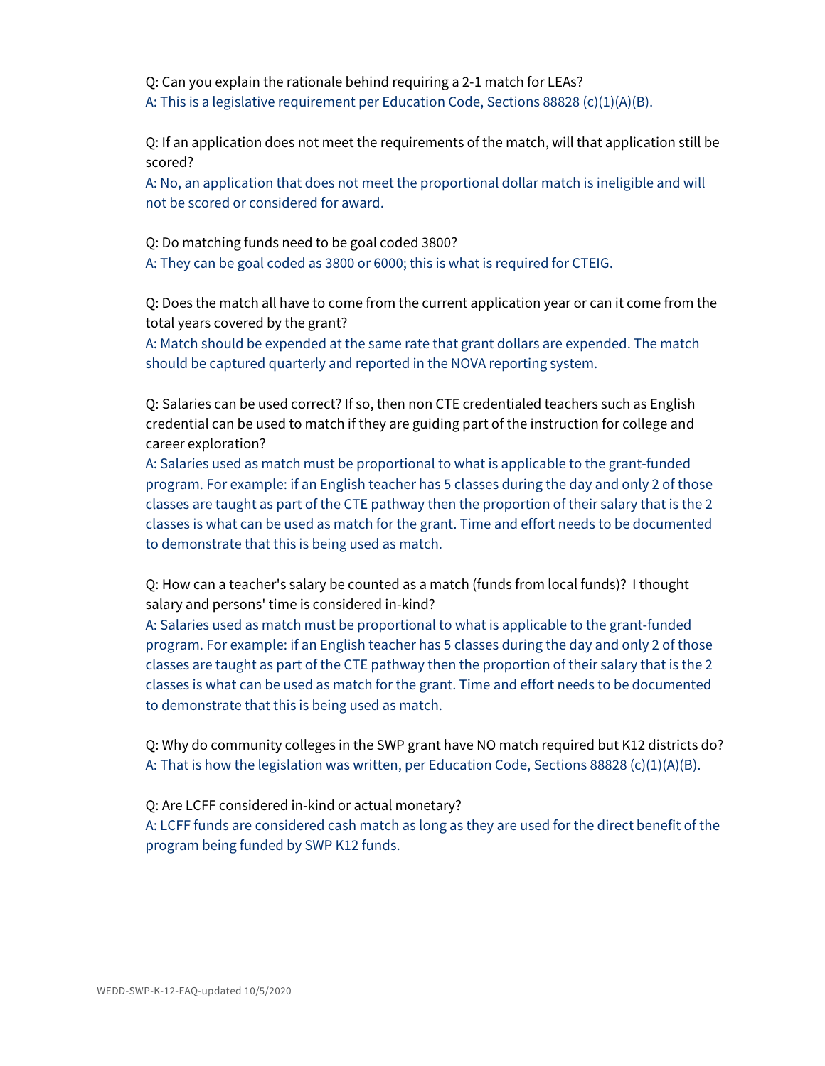Q: Can you explain the rationale behind requiring a 2-1 match for LEAs?
A: This is a legislative requirement per Education Code, Sections 88828 (c)(1)(A)(B).

Q: If an application does not meet the requirements of the match, will that application still be scored?
A: No, an application that does not meet the proportional dollar match is ineligible and will not be scored or considered for award.

Q: Do matching funds need to be goal coded 3800?
A: They can be goal coded as 3800 or 6000; this is what is required for CTEIG.

Q: Does the match all have to come from the current application year or can it come from the total years covered by the grant?
A: Match should be expended at the same rate that grant dollars are expended. The match should be captured quarterly and reported in the NOVA reporting system.

Q: Salaries can be used correct? If so, then non CTE credentialed teachers such as English credential can be used to match if they are guiding part of the instruction for college and career exploration?
A: Salaries used as match must be proportional to what is applicable to the grant-funded program. For example: if an English teacher has 5 classes during the day and only 2 of those classes are taught as part of the CTE pathway then the proportion of their salary that is the 2 classes is what can be used as match for the grant. Time and effort needs to be documented to demonstrate that this is being used as match.

Q: How can a teacher's salary be counted as a match (funds from local funds)? I thought salary and persons' time is considered in-kind?
A: Salaries used as match must be proportional to what is applicable to the grant-funded program. For example: if an English teacher has 5 classes during the day and only 2 of those classes are taught as part of the CTE pathway then the proportion of their salary that is the 2 classes is what can be used as match for the grant. Time and effort needs to be documented to demonstrate that this is being used as match.

Q: Why do community colleges in the SWP grant have NO match required but K12 districts do?
A: That is how the legislation was written, per Education Code, Sections 88828 (c)(1)(A)(B).

Q: Are LCFF considered in-kind or actual monetary?
A: LCFF funds are considered cash match as long as they are used for the direct benefit of the program being funded by SWP K12 funds.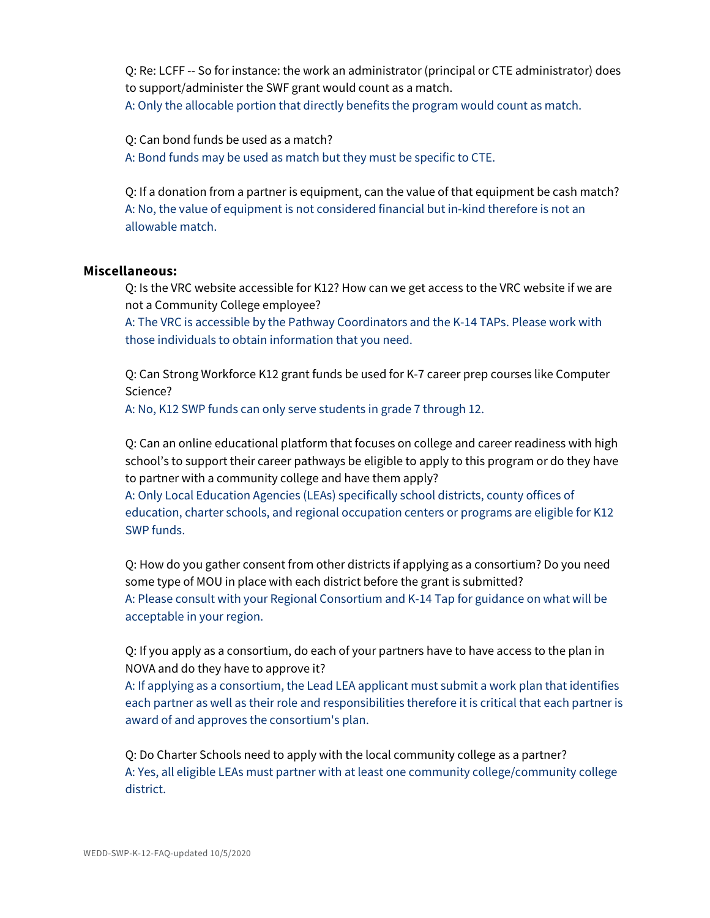Q: Re: LCFF -- So for instance: the work an administrator (principal or CTE administrator) does to support/administer the SWF grant would count as a match.
A: Only the allocable portion that directly benefits the program would count as match.

Q: Can bond funds be used as a match?
A: Bond funds may be used as match but they must be specific to CTE.

Q: If a donation from a partner is equipment, can the value of that equipment be cash match?
A: No, the value of equipment is not considered financial but in-kind therefore is not an allowable match.

**Miscellaneous:**

Q: Is the VRC website accessible for K12? How can we get access to the VRC website if we are not a Community College employee?
A: The VRC is accessible by the Pathway Coordinators and the K-14 TAPs. Please work with those individuals to obtain information that you need.

Q: Can Strong Workforce K12 grant funds be used for K-7 career prep courses like Computer Science?
A: No, K12 SWP funds can only serve students in grade 7 through 12.

Q: Can an online educational platform that focuses on college and career readiness with high school's to support their career pathways be eligible to apply to this program or do they have to partner with a community college and have them apply?
A: Only Local Education Agencies (LEAs) specifically school districts, county offices of education, charter schools, and regional occupation centers or programs are eligible for K12 SWP funds.

Q: How do you gather consent from other districts if applying as a consortium? Do you need some type of MOU in place with each district before the grant is submitted?
A: Please consult with your Regional Consortium and K-14 Tap for guidance on what will be acceptable in your region.

Q: If you apply as a consortium, do each of your partners have to have access to the plan in NOVA and do they have to approve it?
A: If applying as a consortium, the Lead LEA applicant must submit a work plan that identifies each partner as well as their role and responsibilities therefore it is critical that each partner is award of and approves the consortium's plan.

Q: Do Charter Schools need to apply with the local community college as a partner?
A: Yes, all eligible LEAs must partner with at least one community college/community college district.

WEDD-SWP-K-12-FAQ-updated 10/5/2020